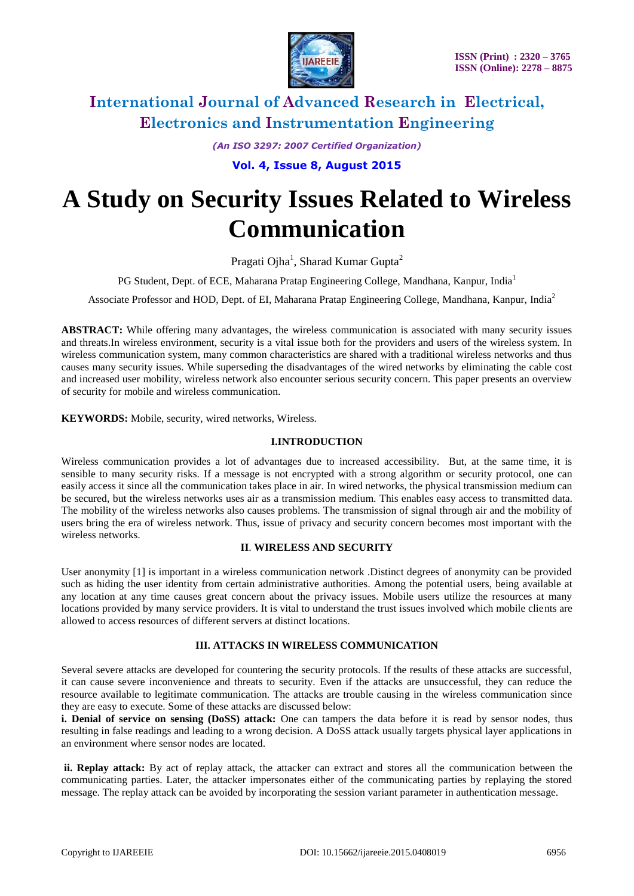# International Journal of Advanced Research in Electrical, Electronics and Instrumentation Engineering

*(An ISO 3297: 2007 Certified Organization)*

**Vol. 4, Issue 8, August 2015**

# A Study on Security Issues Related to Wireless Communication

Pragati Ojha[1], Sharad Kumar Gupta[2]

PG Student, Dept. of ECE, Maharana Pratap Engineering College, Mandhana, Kanpur, India[1]

Associate Professor and HOD, Dept. of EI, Maharana Pratap Engineering College, Mandhana, Kanpur, India[2]

**ABSTRACT:** While offering many advantages, the wireless communication is associated with many security issues and threats.In wireless environment, security is a vital issue both for the providers and users of the wireless system. In wireless communication system, many common characteristics are shared with a traditional wireless networks and thus causes many security issues. While superseding the disadvantages of the wired networks by eliminating the cable cost and increased user mobility, wireless network also encounter serious security concern. This paper presents an overview of security for mobile and wireless communication.

**KEYWORDS:** Mobile, security, wired networks, Wireless.

## I.INTRODUCTION

Wireless communication provides a lot of advantages due to increased accessibility. But, at the same time, it is sensible to many security risks. If a message is not encrypted with a strong algorithm or security protocol, one can easily access it since all the communication takes place in air. In wired networks, the physical transmission medium can be secured, but the wireless networks uses air as a transmission medium. This enables easy access to transmitted data. The mobility of the wireless networks also causes problems. The transmission of signal through air and the mobility of users bring the era of wireless network. Thus, issue of privacy and security concern becomes most important with the wireless networks.

## II. WIRELESS AND SECURITY

User anonymity [1] is important in a wireless communication network .Distinct degrees of anonymity can be provided such as hiding the user identity from certain administrative authorities. Among the potential users, being available at any location at any time causes great concern about the privacy issues. Mobile users utilize the resources at many locations provided by many service providers. It is vital to understand the trust issues involved which mobile clients are allowed to access resources of different servers at distinct locations.

## III. ATTACKS IN WIRELESS COMMUNICATION

Several severe attacks are developed for countering the security protocols. If the results of these attacks are successful, it can cause severe inconvenience and threats to security. Even if the attacks are unsuccessful, they can reduce the resource available to legitimate communication. The attacks are trouble causing in the wireless communication since they are easy to execute. Some of these attacks are discussed below:

**i. Denial of service on sensing (DoSS) attack:** One can tampers the data before it is read by sensor nodes, thus resulting in false readings and leading to a wrong decision. A DoSS attack usually targets physical layer applications in an environment where sensor nodes are located.

**ii. Replay attack:** By act of replay attack, the attacker can extract and stores all the communication between the communicating parties. Later, the attacker impersonates either of the communicating parties by replaying the stored message. The replay attack can be avoided by incorporating the session variant parameter in authentication message.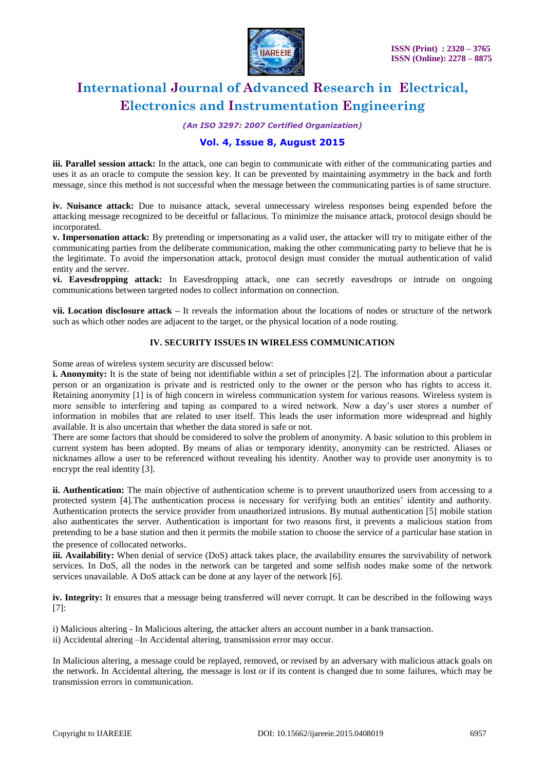**iii. Parallel session attack:** In the attack, one can begin to communicate with either of the communicating parties and uses it as an oracle to compute the session key. It can be prevented by maintaining asymmetry in the back and forth message, since this method is not successful when the message between the communicating parties is of same structure.

**iv. Nuisance attack:** Due to nuisance attack, several unnecessary wireless responses being expended before the attacking message recognized to be deceitful or fallacious. To minimize the nuisance attack, protocol design should be incorporated.

**v. Impersonation attack:** By pretending or impersonating as a valid user, the attacker will try to mitigate either of the communicating parties from the deliberate communication, making the other communicating party to believe that he is the legitimate. To avoid the impersonation attack, protocol design must consider the mutual authentication of valid entity and the server.

**vi. Eavesdropping attack:** In Eavesdropping attack, one can secretly eavesdrops or intrude on ongoing communications between targeted nodes to collect information on connection.

**vii. Location disclosure attack –** It reveals the information about the locations of nodes or structure of the network such as which other nodes are adjacent to the target, or the physical location of a node routing.

## IV. SECURITY ISSUES IN WIRELESS COMMUNICATION

Some areas of wireless system security are discussed below:

**i. Anonymity:** It is the state of being not identifiable within a set of principles [2]. The information about a particular person or an organization is private and is restricted only to the owner or the person who has rights to access it. Retaining anonymity [1] is of high concern in wireless communication system for various reasons. Wireless system is more sensible to interfering and taping as compared to a wired network. Now a day's user stores a number of information in mobiles that are related to user itself. This leads the user information more widespread and highly available. It is also uncertain that whether the data stored is safe or not.

There are some factors that should be considered to solve the problem of anonymity. A basic solution to this problem in current system has been adopted. By means of alias or temporary identity, anonymity can be restricted. Aliases or nicknames allow a user to be referenced without revealing his identity. Another way to provide user anonymity is to encrypt the real identity [3].

**ii. Authentication:** The main objective of authentication scheme is to prevent unauthorized users from accessing to a protected system [4].The authentication process is necessary for verifying both an entities' identity and authority. Authentication protects the service provider from unauthorized intrusions. By mutual authentication [5] mobile station also authenticates the server. Authentication is important for two reasons first, it prevents a malicious station from pretending to be a base station and then it permits the mobile station to choose the service of a particular base station in the presence of collocated networks.

**iii. Availability:** When denial of service (DoS) attack takes place, the availability ensures the survivability of network services. In DoS, all the nodes in the network can be targeted and some selfish nodes make some of the network services unavailable. A DoS attack can be done at any layer of the network [6].

**iv. Integrity:** It ensures that a message being transferred will never corrupt. It can be described in the following ways [7]:

i) Malicious altering - In Malicious altering, the attacker alters an account number in a bank transaction.
ii) Accidental altering –In Accidental altering, transmission error may occur.

In Malicious altering, a message could be replayed, removed, or revised by an adversary with malicious attack goals on the network. In Accidental altering, the message is lost or if its content is changed due to some failures, which may be transmission errors in communication.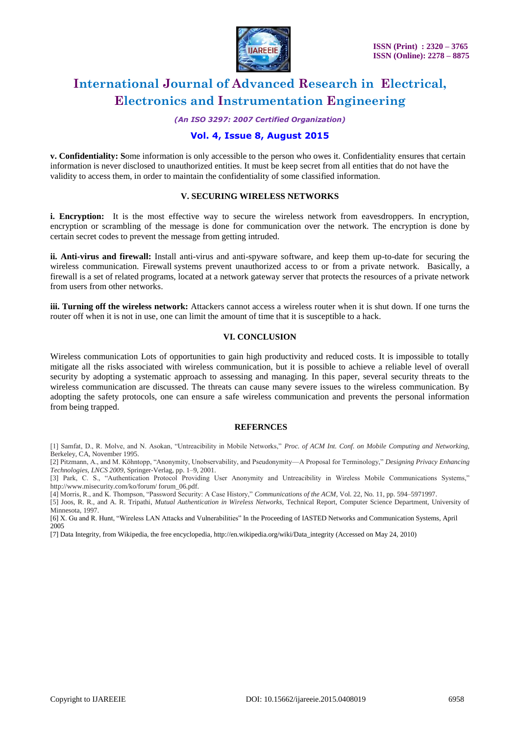**v. Confidentiality:** Some information is only accessible to the person who owes it. Confidentiality ensures that certain information is never disclosed to unauthorized entities. It must be keep secret from all entities that do not have the validity to access them, in order to maintain the confidentiality of some classified information.

## V. SECURING WIRELESS NETWORKS

**i. Encryption:** It is the most effective way to secure the wireless network from eavesdroppers. In encryption, encryption or scrambling of the message is done for communication over the network. The encryption is done by certain secret codes to prevent the message from getting intruded.

**ii. Anti-virus and firewall:** Install anti-virus and anti-spyware software, and keep them up-to-date for securing the wireless communication. Firewall systems prevent unauthorized access to or from a private network. Basically, a firewall is a set of related programs, located at a network gateway server that protects the resources of a private network from users from other networks.

**iii. Turning off the wireless network:** Attackers cannot access a wireless router when it is shut down. If one turns the router off when it is not in use, one can limit the amount of time that it is susceptible to a hack.

## VI. CONCLUSION

Wireless communication Lots of opportunities to gain high productivity and reduced costs. It is impossible to totally mitigate all the risks associated with wireless communication, but it is possible to achieve a reliable level of overall security by adopting a systematic approach to assessing and managing. In this paper, several security threats to the wireless communication are discussed. The threats can cause many severe issues to the wireless communication. By adopting the safety protocols, one can ensure a safe wireless communication and prevents the personal information from being trapped.

## REFERNCES

[1] Samfat, D., R. Molve, and N. Asokan, "Untreacibility in Mobile Networks," *Proc. of ACM Int. Conf. on Mobile Computing and Networking*, Berkeley, CA, November 1995.

[2] Pitzmann, A., and M. Köhntopp, "Anonymity, Unobservability, and Pseudonymity—A Proposal for Terminology," *Designing Privacy Enhancing Technologies, LNCS 2009*, Springer-Verlag, pp. 1–9, 2001.

[3] Park, C. S., "Authentication Protocol Providing User Anonymity and Untreacibility in Wireless Mobile Communications Systems," http://www.misecurity.com/ko/forum/ forum_06.pdf.

[4] Morris, R., and K. Thompson, "Password Security: A Case History," *Communications of the ACM*, Vol. 22, No. 11, pp. 594–5971997.

[5] Joos, R. R., and A. R. Tripathi, *Mutual Authentication in Wireless Networks*, Technical Report, Computer Science Department, University of Minnesota, 1997.

[6] X. Gu and R. Hunt, "Wireless LAN Attacks and Vulnerabilities" In the Proceeding of IASTED Networks and Communication Systems, April 2005

[7] Data Integrity, from Wikipedia, the free encyclopedia, http://en.wikipedia.org/wiki/Data_integrity (Accessed on May 24, 2010)